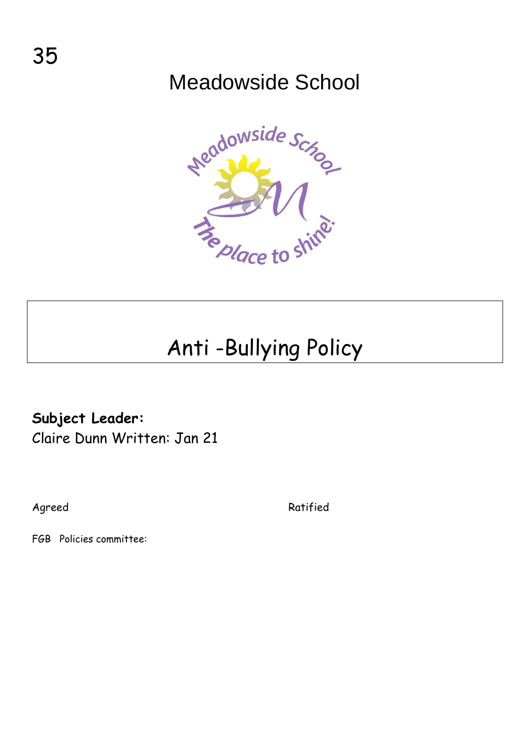35

# Meadowside School

# Anti -Bullying Policy

**Subject Leader:**
Claire Dunn Written: Jan 21

Agreed

Ratified

FGB Policies committee: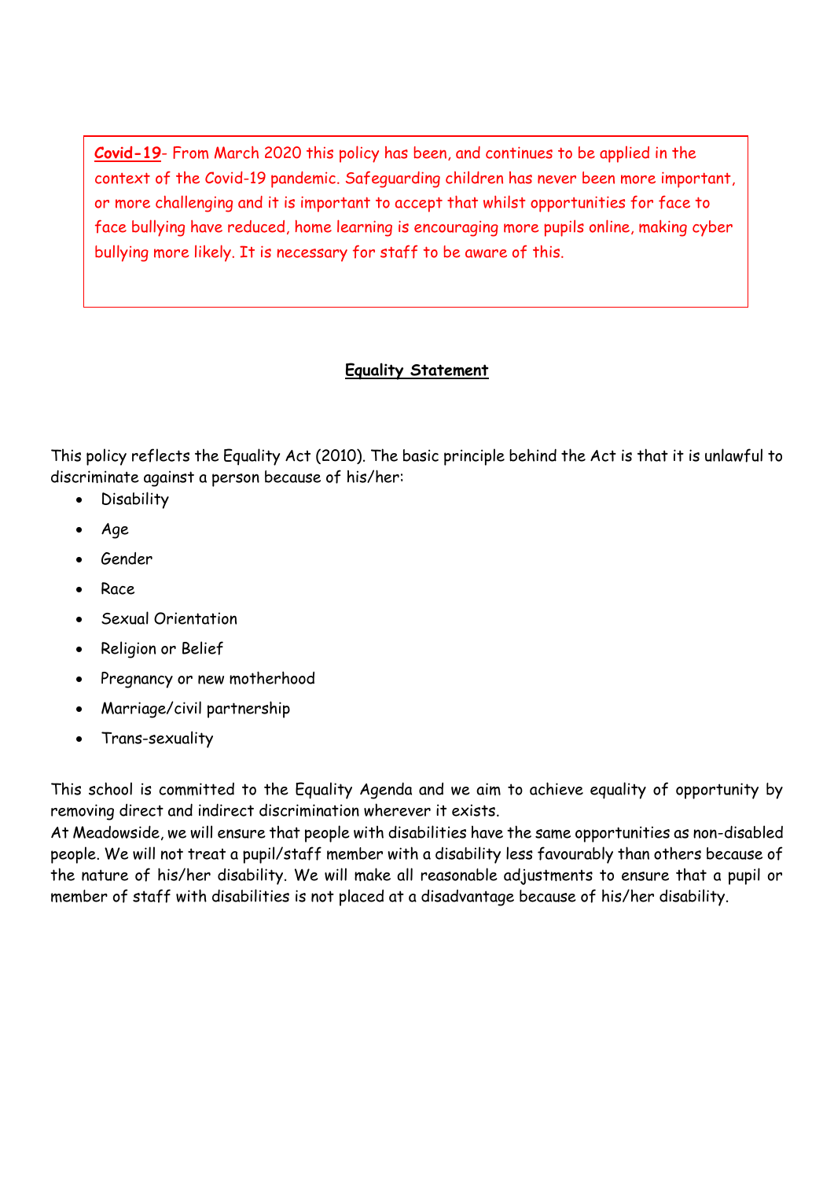**Covid-19**- From March 2020 this policy has been, and continues to be applied in the context of the Covid-19 pandemic. Safeguarding children has never been more important, or more challenging and it is important to accept that whilst opportunities for face to face bullying have reduced, home learning is encouraging more pupils online, making cyber bullying more likely. It is necessary for staff to be aware of this.

## Equality Statement

This policy reflects the Equality Act (2010). The basic principle behind the Act is that it is unlawful to discriminate against a person because of his/her:

- Disability
- Age
- Gender
- Race
- Sexual Orientation
- Religion or Belief
- Pregnancy or new motherhood
- Marriage/civil partnership
- Trans-sexuality

This school is committed to the Equality Agenda and we aim to achieve equality of opportunity by removing direct and indirect discrimination wherever it exists.

At Meadowside, we will ensure that people with disabilities have the same opportunities as non-disabled people. We will not treat a pupil/staff member with a disability less favourably than others because of the nature of his/her disability. We will make all reasonable adjustments to ensure that a pupil or member of staff with disabilities is not placed at a disadvantage because of his/her disability.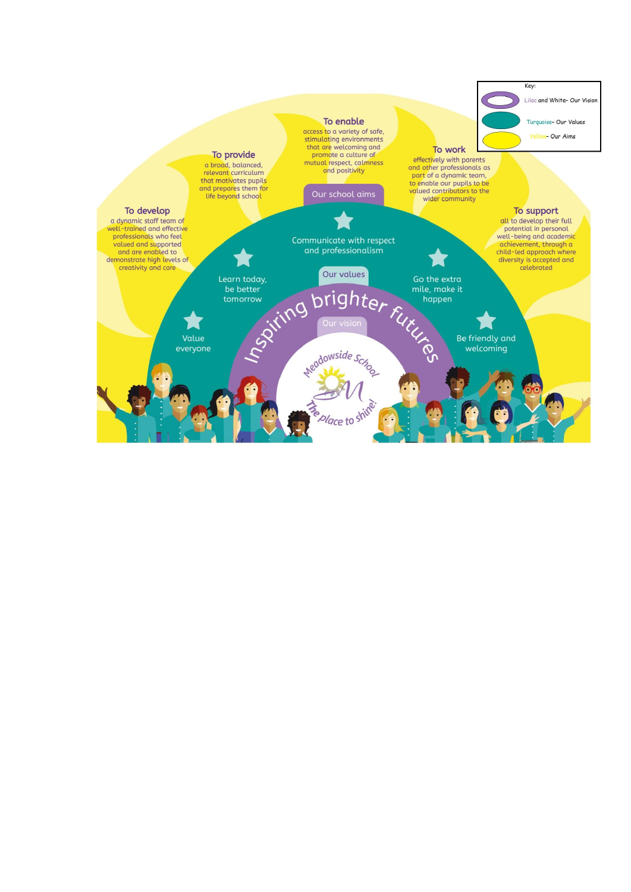Key:

- Lilac and White- Our Vision
- Turquoise- Our Values
- Yellow- Our Aims

## Our school aims

**To develop** a dynamic staff team of well-trained and effective professionals who feel valued and supported and are enabled to demonstrate high levels of creativity and care

**To provide** a broad, balanced, relevant curriculum that motivates pupils and prepares them for life beyond school

**To enable** access to a variety of safe, stimulating environments that are welcoming and promote a culture of mutual respect, calmness and positivity

**To work** effectively with parents and other professionals as part of a dynamic team, to enable our pupils to be valued contributors to the wider community

**To support** all to develop their full potential in personal well-being and academic achievement, through a child-led approach where diversity is accepted and celebrated

## Our values

- Value everyone
- Learn today, be better tomorrow
- Communicate with respect and professionalism
- Go the extra mile, make it happen
- Be friendly and welcoming

## Our vision

Inspiring brighter futures

Meadowside School

The place to shine!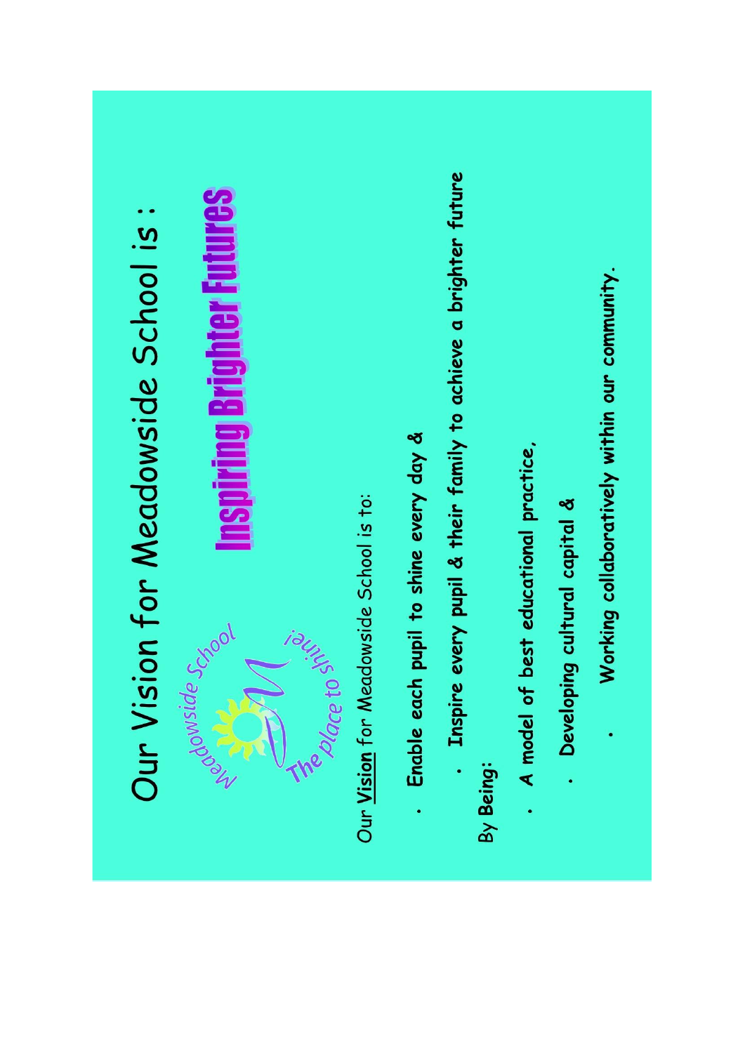# Our Vision for Meadowside School is :

Meadowside School — The place to shine!

## Inspiring Brighter Futures

Our **Vision** for Meadowside School is to:

- **Enable each pupil to shine every day &**
- **Inspire every pupil & their family to achieve a brighter future**

By **Being:**

- **A model of best educational practice,**
- **Developing cultural capital &**
- **Working collaboratively within our community.**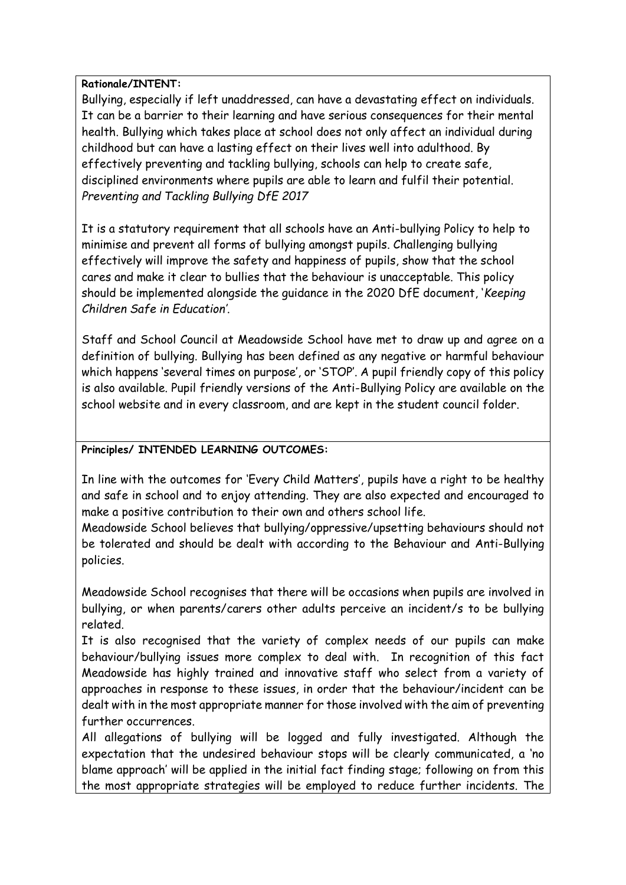**Rationale/INTENT:**

Bullying, especially if left unaddressed, can have a devastating effect on individuals. It can be a barrier to their learning and have serious consequences for their mental health. Bullying which takes place at school does not only affect an individual during childhood but can have a lasting effect on their lives well into adulthood. By effectively preventing and tackling bullying, schools can help to create safe, disciplined environments where pupils are able to learn and fulfil their potential. *Preventing and Tackling Bullying DfE 2017*

It is a statutory requirement that all schools have an Anti-bullying Policy to help to minimise and prevent all forms of bullying amongst pupils. Challenging bullying effectively will improve the safety and happiness of pupils, show that the school cares and make it clear to bullies that the behaviour is unacceptable. This policy should be implemented alongside the guidance in the 2020 DfE document, '*Keeping Children Safe in Education*'.

Staff and School Council at Meadowside School have met to draw up and agree on a definition of bullying. Bullying has been defined as any negative or harmful behaviour which happens 'several times on purpose', or 'STOP'. A pupil friendly copy of this policy is also available. Pupil friendly versions of the Anti-Bullying Policy are available on the school website and in every classroom, and are kept in the student council folder.

**Principles/ INTENDED LEARNING OUTCOMES:**

In line with the outcomes for 'Every Child Matters', pupils have a right to be healthy and safe in school and to enjoy attending. They are also expected and encouraged to make a positive contribution to their own and others school life.

Meadowside School believes that bullying/oppressive/upsetting behaviours should not be tolerated and should be dealt with according to the Behaviour and Anti-Bullying policies.

Meadowside School recognises that there will be occasions when pupils are involved in bullying, or when parents/carers other adults perceive an incident/s to be bullying related.

It is also recognised that the variety of complex needs of our pupils can make behaviour/bullying issues more complex to deal with. In recognition of this fact Meadowside has highly trained and innovative staff who select from a variety of approaches in response to these issues, in order that the behaviour/incident can be dealt with in the most appropriate manner for those involved with the aim of preventing further occurrences.

All allegations of bullying will be logged and fully investigated. Although the expectation that the undesired behaviour stops will be clearly communicated, a 'no blame approach' will be applied in the initial fact finding stage; following on from this the most appropriate strategies will be employed to reduce further incidents. The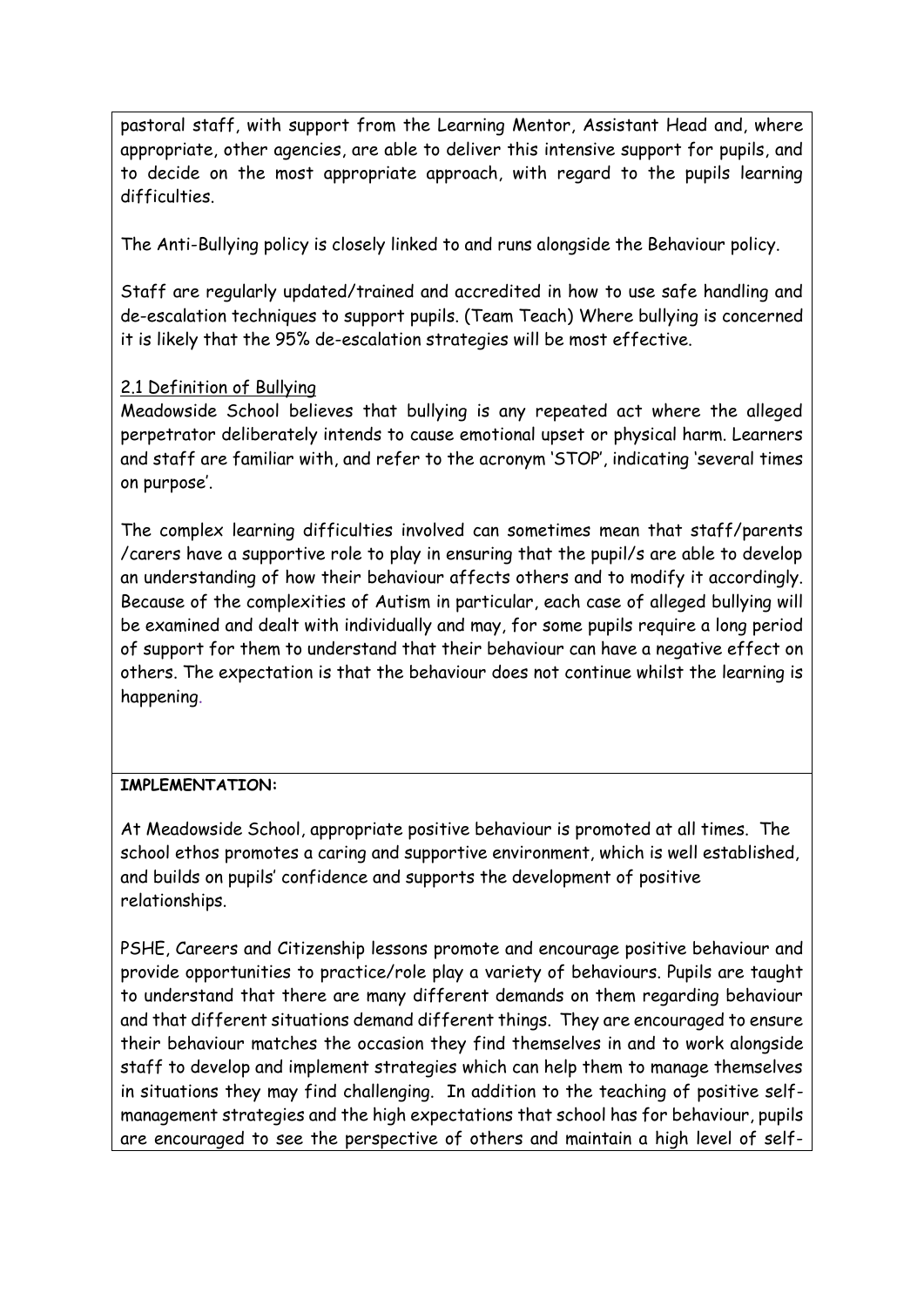pastoral staff, with support from the Learning Mentor, Assistant Head and, where appropriate, other agencies, are able to deliver this intensive support for pupils, and to decide on the most appropriate approach, with regard to the pupils learning difficulties.

The Anti-Bullying policy is closely linked to and runs alongside the Behaviour policy.

Staff are regularly updated/trained and accredited in how to use safe handling and de-escalation techniques to support pupils. (Team Teach) Where bullying is concerned it is likely that the 95% de-escalation strategies will be most effective.

2.1 Definition of Bullying

Meadowside School believes that bullying is any repeated act where the alleged perpetrator deliberately intends to cause emotional upset or physical harm. Learners and staff are familiar with, and refer to the acronym 'STOP', indicating 'several times on purpose'.

The complex learning difficulties involved can sometimes mean that staff/parents /carers have a supportive role to play in ensuring that the pupil/s are able to develop an understanding of how their behaviour affects others and to modify it accordingly. Because of the complexities of Autism in particular, each case of alleged bullying will be examined and dealt with individually and may, for some pupils require a long period of support for them to understand that their behaviour can have a negative effect on others. The expectation is that the behaviour does not continue whilst the learning is happening.

**IMPLEMENTATION:**

At Meadowside School, appropriate positive behaviour is promoted at all times. The school ethos promotes a caring and supportive environment, which is well established, and builds on pupils' confidence and supports the development of positive relationships.

PSHE, Careers and Citizenship lessons promote and encourage positive behaviour and provide opportunities to practice/role play a variety of behaviours. Pupils are taught to understand that there are many different demands on them regarding behaviour and that different situations demand different things. They are encouraged to ensure their behaviour matches the occasion they find themselves in and to work alongside staff to develop and implement strategies which can help them to manage themselves in situations they may find challenging. In addition to the teaching of positive self-management strategies and the high expectations that school has for behaviour, pupils are encouraged to see the perspective of others and maintain a high level of self-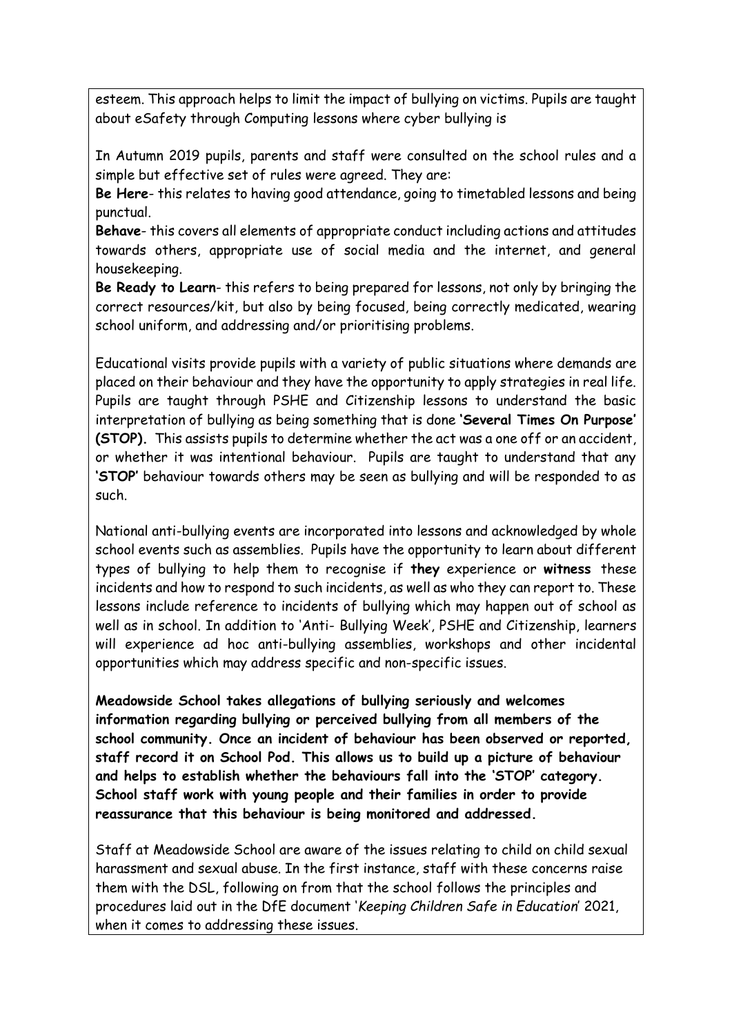esteem. This approach helps to limit the impact of bullying on victims. Pupils are taught about eSafety through Computing lessons where cyber bullying is

In Autumn 2019 pupils, parents and staff were consulted on the school rules and a simple but effective set of rules were agreed. They are:

**Be Here**- this relates to having good attendance, going to timetabled lessons and being punctual.

**Behave**- this covers all elements of appropriate conduct including actions and attitudes towards others, appropriate use of social media and the internet, and general housekeeping.

**Be Ready to Learn**- this refers to being prepared for lessons, not only by bringing the correct resources/kit, but also by being focused, being correctly medicated, wearing school uniform, and addressing and/or prioritising problems.

Educational visits provide pupils with a variety of public situations where demands are placed on their behaviour and they have the opportunity to apply strategies in real life. Pupils are taught through PSHE and Citizenship lessons to understand the basic interpretation of bullying as being something that is done **'Several Times On Purpose' (STOP).** This assists pupils to determine whether the act was a one off or an accident, or whether it was intentional behaviour. Pupils are taught to understand that any **'STOP'** behaviour towards others may be seen as bullying and will be responded to as such.

National anti-bullying events are incorporated into lessons and acknowledged by whole school events such as assemblies. Pupils have the opportunity to learn about different types of bullying to help them to recognise if **they** experience or **witness** these incidents and how to respond to such incidents, as well as who they can report to. These lessons include reference to incidents of bullying which may happen out of school as well as in school. In addition to 'Anti- Bullying Week', PSHE and Citizenship, learners will experience ad hoc anti-bullying assemblies, workshops and other incidental opportunities which may address specific and non-specific issues.

**Meadowside School takes allegations of bullying seriously and welcomes information regarding bullying or perceived bullying from all members of the school community. Once an incident of behaviour has been observed or reported, staff record it on School Pod. This allows us to build up a picture of behaviour and helps to establish whether the behaviours fall into the 'STOP' category. School staff work with young people and their families in order to provide reassurance that this behaviour is being monitored and addressed.**

Staff at Meadowside School are aware of the issues relating to child on child sexual harassment and sexual abuse. In the first instance, staff with these concerns raise them with the DSL, following on from that the school follows the principles and procedures laid out in the DfE document '*Keeping Children Safe in Education*' 2021, when it comes to addressing these issues.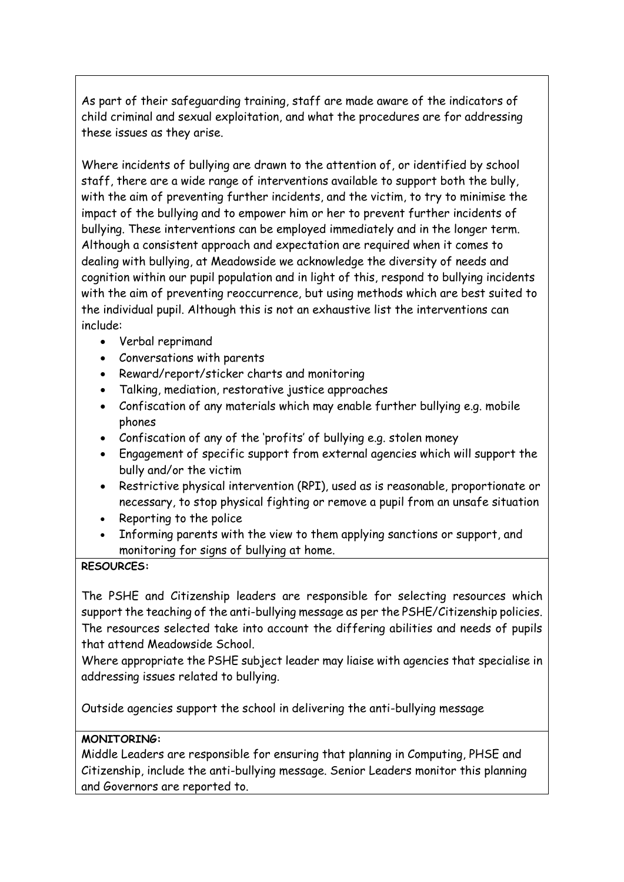As part of their safeguarding training, staff are made aware of the indicators of child criminal and sexual exploitation, and what the procedures are for addressing these issues as they arise.

Where incidents of bullying are drawn to the attention of, or identified by school staff, there are a wide range of interventions available to support both the bully, with the aim of preventing further incidents, and the victim, to try to minimise the impact of the bullying and to empower him or her to prevent further incidents of bullying. These interventions can be employed immediately and in the longer term. Although a consistent approach and expectation are required when it comes to dealing with bullying, at Meadowside we acknowledge the diversity of needs and cognition within our pupil population and in light of this, respond to bullying incidents with the aim of preventing reoccurrence, but using methods which are best suited to the individual pupil. Although this is not an exhaustive list the interventions can include:

- Verbal reprimand
- Conversations with parents
- Reward/report/sticker charts and monitoring
- Talking, mediation, restorative justice approaches
- Confiscation of any materials which may enable further bullying e.g. mobile phones
- Confiscation of any of the 'profits' of bullying e.g. stolen money
- Engagement of specific support from external agencies which will support the bully and/or the victim
- Restrictive physical intervention (RPI), used as is reasonable, proportionate or necessary, to stop physical fighting or remove a pupil from an unsafe situation
- Reporting to the police
- Informing parents with the view to them applying sanctions or support, and monitoring for signs of bullying at home.

**RESOURCES:**

The PSHE and Citizenship leaders are responsible for selecting resources which support the teaching of the anti-bullying message as per the PSHE/Citizenship policies. The resources selected take into account the differing abilities and needs of pupils that attend Meadowside School.
Where appropriate the PSHE subject leader may liaise with agencies that specialise in addressing issues related to bullying.

Outside agencies support the school in delivering the anti-bullying message

**MONITORING:**
Middle Leaders are responsible for ensuring that planning in Computing, PHSE and Citizenship, include the anti-bullying message. Senior Leaders monitor this planning and Governors are reported to.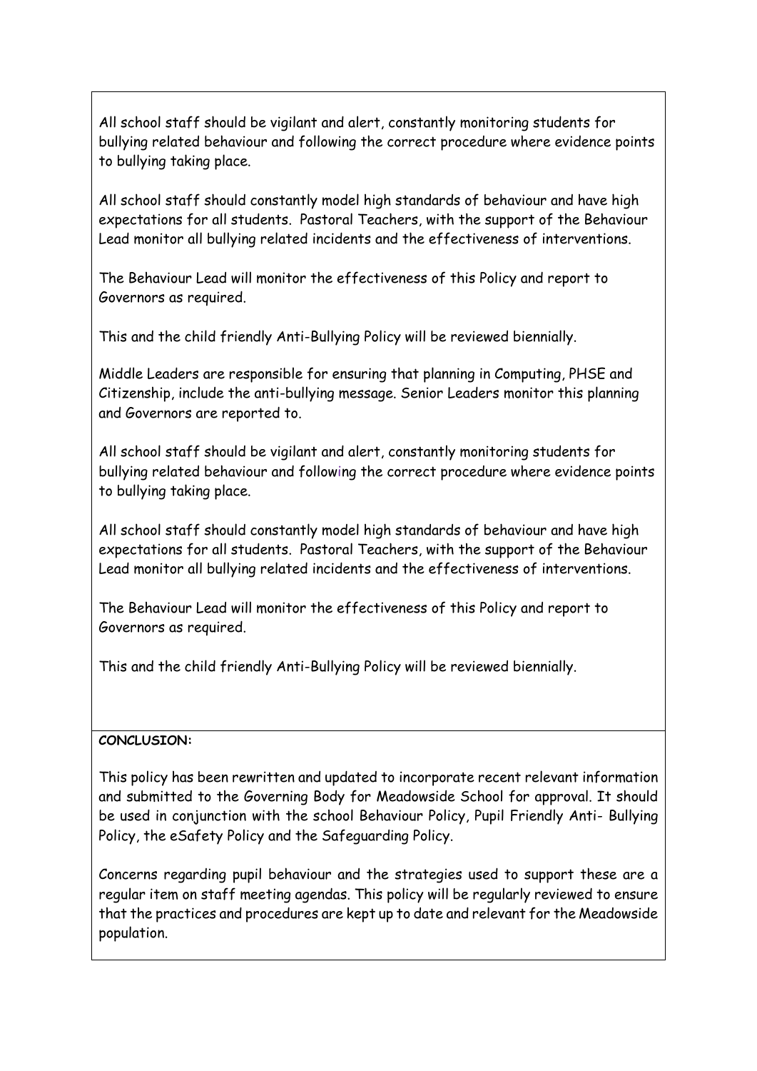All school staff should be vigilant and alert, constantly monitoring students for bullying related behaviour and following the correct procedure where evidence points to bullying taking place.

All school staff should constantly model high standards of behaviour and have high expectations for all students. Pastoral Teachers, with the support of the Behaviour Lead monitor all bullying related incidents and the effectiveness of interventions.

The Behaviour Lead will monitor the effectiveness of this Policy and report to Governors as required.

This and the child friendly Anti-Bullying Policy will be reviewed biennially.

Middle Leaders are responsible for ensuring that planning in Computing, PHSE and Citizenship, include the anti-bullying message. Senior Leaders monitor this planning and Governors are reported to.

All school staff should be vigilant and alert, constantly monitoring students for bullying related behaviour and following the correct procedure where evidence points to bullying taking place.

All school staff should constantly model high standards of behaviour and have high expectations for all students. Pastoral Teachers, with the support of the Behaviour Lead monitor all bullying related incidents and the effectiveness of interventions.

The Behaviour Lead will monitor the effectiveness of this Policy and report to Governors as required.

This and the child friendly Anti-Bullying Policy will be reviewed biennially.

**CONCLUSION:**

This policy has been rewritten and updated to incorporate recent relevant information and submitted to the Governing Body for Meadowside School for approval. It should be used in conjunction with the school Behaviour Policy, Pupil Friendly Anti- Bullying Policy, the eSafety Policy and the Safeguarding Policy.

Concerns regarding pupil behaviour and the strategies used to support these are a regular item on staff meeting agendas. This policy will be regularly reviewed to ensure that the practices and procedures are kept up to date and relevant for the Meadowside population.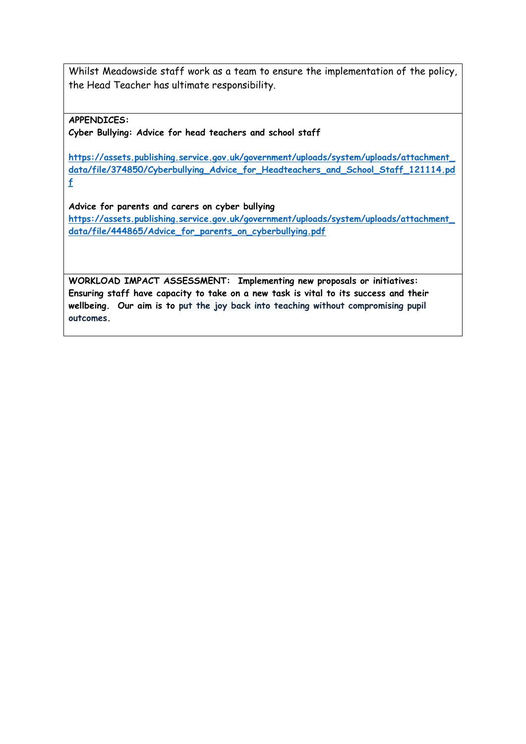Whilst Meadowside staff work as a team to ensure the implementation of the policy, the Head Teacher has ultimate responsibility.

**APPENDICES:**

**Cyber Bullying: Advice for head teachers and school staff**

https://assets.publishing.service.gov.uk/government/uploads/system/uploads/attachment_data/file/374850/Cyberbullying_Advice_for_Headteachers_and_School_Staff_121114.pdf

**Advice for parents and carers on cyber bullying**

https://assets.publishing.service.gov.uk/government/uploads/system/uploads/attachment_data/file/444865/Advice_for_parents_on_cyberbullying.pdf

**WORKLOAD IMPACT ASSESSMENT: Implementing new proposals or initiatives: Ensuring staff have capacity to take on a new task is vital to its success and their wellbeing. Our aim is to put the joy back into teaching without compromising pupil outcomes.**